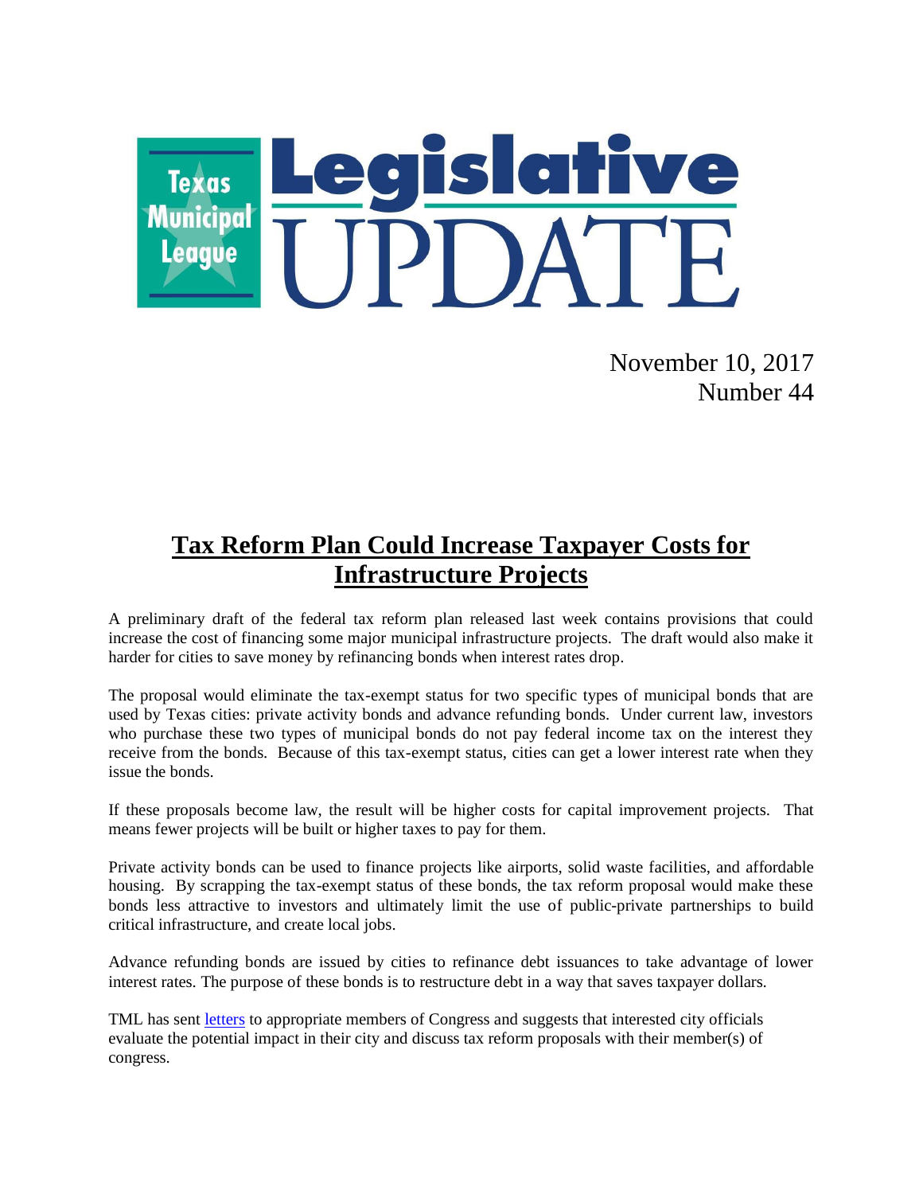Texas Municipal League **Legislative UPDATE**

November 10, 2017
Number 44

## Tax Reform Plan Could Increase Taxpayer Costs for Infrastructure Projects

A preliminary draft of the federal tax reform plan released last week contains provisions that could increase the cost of financing some major municipal infrastructure projects. The draft would also make it harder for cities to save money by refinancing bonds when interest rates drop.

The proposal would eliminate the tax-exempt status for two specific types of municipal bonds that are used by Texas cities: private activity bonds and advance refunding bonds. Under current law, investors who purchase these two types of municipal bonds do not pay federal income tax on the interest they receive from the bonds. Because of this tax-exempt status, cities can get a lower interest rate when they issue the bonds.

If these proposals become law, the result will be higher costs for capital improvement projects. That means fewer projects will be built or higher taxes to pay for them.

Private activity bonds can be used to finance projects like airports, solid waste facilities, and affordable housing. By scrapping the tax-exempt status of these bonds, the tax reform proposal would make these bonds less attractive to investors and ultimately limit the use of public-private partnerships to build critical infrastructure, and create local jobs.

Advance refunding bonds are issued by cities to refinance debt issuances to take advantage of lower interest rates. The purpose of these bonds is to restructure debt in a way that saves taxpayer dollars.

TML has sent letters to appropriate members of Congress and suggests that interested city officials evaluate the potential impact in their city and discuss tax reform proposals with their member(s) of congress.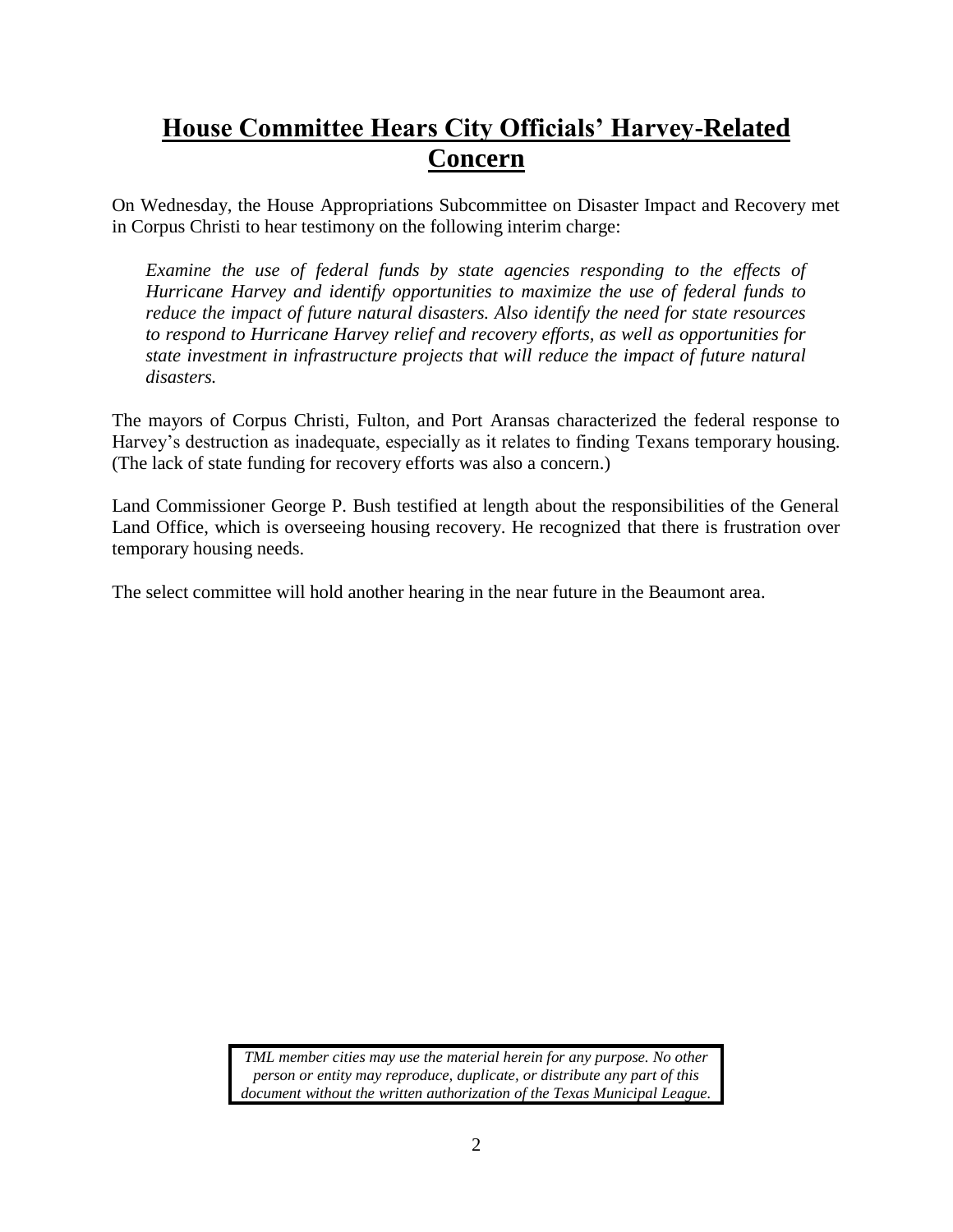# House Committee Hears City Officials' Harvey-Related Concern

On Wednesday, the House Appropriations Subcommittee on Disaster Impact and Recovery met in Corpus Christi to hear testimony on the following interim charge:

> *Examine the use of federal funds by state agencies responding to the effects of Hurricane Harvey and identify opportunities to maximize the use of federal funds to reduce the impact of future natural disasters. Also identify the need for state resources to respond to Hurricane Harvey relief and recovery efforts, as well as opportunities for state investment in infrastructure projects that will reduce the impact of future natural disasters.*

The mayors of Corpus Christi, Fulton, and Port Aransas characterized the federal response to Harvey's destruction as inadequate, especially as it relates to finding Texans temporary housing. (The lack of state funding for recovery efforts was also a concern.)

Land Commissioner George P. Bush testified at length about the responsibilities of the General Land Office, which is overseeing housing recovery. He recognized that there is frustration over temporary housing needs.

The select committee will hold another hearing in the near future in the Beaumont area.

*TML member cities may use the material herein for any purpose. No other person or entity may reproduce, duplicate, or distribute any part of this document without the written authorization of the Texas Municipal League.*